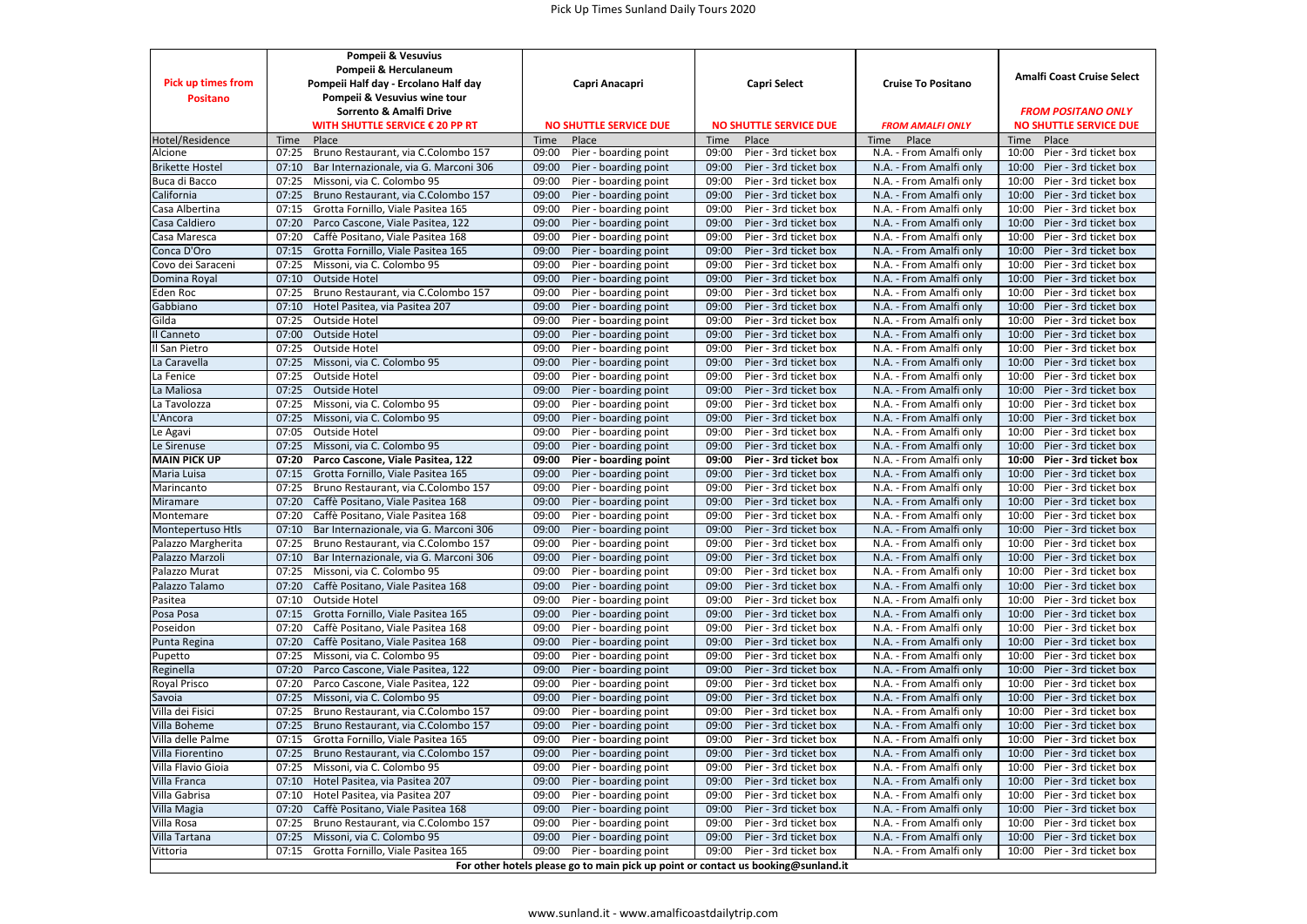# Pick Up Times Sunland Daily Tours 2020

| Pick up times from Positano | Pompeii & Vesuvius<br>Pompeii & Herculaneum<br>Pompeii Half day - Ercolano Half day<br>Pompeii & Vesuvius wine tour<br>Sorrento & Amalfi Drive<br>WITH SHUTTLE SERVICE € 20 PP RT | | Capri Anacapri<br>NO SHUTTLE SERVICE DUE | | Capri Select<br>NO SHUTTLE SERVICE DUE | | Cruise To Positano<br>*FROM AMALFI ONLY* | | Amalfi Coast Cruise Select<br>*FROM POSITANO ONLY*<br>NO SHUTTLE SERVICE DUE | |
|---|---|---|---|---|---|---|---|---|---|---|
| Hotel/Residence | Time | Place | Time | Place | Time | Place | Time | Place | Time | Place |
| Alcione | 07:25 | Bruno Restaurant, via C.Colombo 157 | 09:00 | Pier - boarding point | 09:00 | Pier - 3rd ticket box | N.A. - From Amalfi only | | 10:00 | Pier - 3rd ticket box |
| Brikette Hostel | 07:10 | Bar Internazionale, via G. Marconi 306 | 09:00 | Pier - boarding point | 09:00 | Pier - 3rd ticket box | N.A. - From Amalfi only | | 10:00 | Pier - 3rd ticket box |
| Buca di Bacco | 07:25 | Missoni, via C. Colombo 95 | 09:00 | Pier - boarding point | 09:00 | Pier - 3rd ticket box | N.A. - From Amalfi only | | 10:00 | Pier - 3rd ticket box |
| California | 07:25 | Bruno Restaurant, via C.Colombo 157 | 09:00 | Pier - boarding point | 09:00 | Pier - 3rd ticket box | N.A. - From Amalfi only | | 10:00 | Pier - 3rd ticket box |
| Casa Albertina | 07:15 | Grotta Fornillo, Viale Pasitea 165 | 09:00 | Pier - boarding point | 09:00 | Pier - 3rd ticket box | N.A. - From Amalfi only | | 10:00 | Pier - 3rd ticket box |
| Casa Caldiero | 07:20 | Parco Cascone, Viale Pasitea, 122 | 09:00 | Pier - boarding point | 09:00 | Pier - 3rd ticket box | N.A. - From Amalfi only | | 10:00 | Pier - 3rd ticket box |
| Casa Maresca | 07:20 | Caffè Positano, Viale Pasitea 168 | 09:00 | Pier - boarding point | 09:00 | Pier - 3rd ticket box | N.A. - From Amalfi only | | 10:00 | Pier - 3rd ticket box |
| Conca D'Oro | 07:15 | Grotta Fornillo, Viale Pasitea 165 | 09:00 | Pier - boarding point | 09:00 | Pier - 3rd ticket box | N.A. - From Amalfi only | | 10:00 | Pier - 3rd ticket box |
| Covo dei Saraceni | 07:25 | Missoni, via C. Colombo 95 | 09:00 | Pier - boarding point | 09:00 | Pier - 3rd ticket box | N.A. - From Amalfi only | | 10:00 | Pier - 3rd ticket box |
| Domina Royal | 07:10 | Outside Hotel | 09:00 | Pier - boarding point | 09:00 | Pier - 3rd ticket box | N.A. - From Amalfi only | | 10:00 | Pier - 3rd ticket box |
| Eden Roc | 07:25 | Bruno Restaurant, via C.Colombo 157 | 09:00 | Pier - boarding point | 09:00 | Pier - 3rd ticket box | N.A. - From Amalfi only | | 10:00 | Pier - 3rd ticket box |
| Gabbiano | 07:10 | Hotel Pasitea, via Pasitea 207 | 09:00 | Pier - boarding point | 09:00 | Pier - 3rd ticket box | N.A. - From Amalfi only | | 10:00 | Pier - 3rd ticket box |
| Gilda | 07:25 | Outside Hotel | 09:00 | Pier - boarding point | 09:00 | Pier - 3rd ticket box | N.A. - From Amalfi only | | 10:00 | Pier - 3rd ticket box |
| Il Canneto | 07:00 | Outside Hotel | 09:00 | Pier - boarding point | 09:00 | Pier - 3rd ticket box | N.A. - From Amalfi only | | 10:00 | Pier - 3rd ticket box |
| Il San Pietro | 07:25 | Outside Hotel | 09:00 | Pier - boarding point | 09:00 | Pier - 3rd ticket box | N.A. - From Amalfi only | | 10:00 | Pier - 3rd ticket box |
| La Caravella | 07:25 | Missoni, via C. Colombo 95 | 09:00 | Pier - boarding point | 09:00 | Pier - 3rd ticket box | N.A. - From Amalfi only | | 10:00 | Pier - 3rd ticket box |
| La Fenice | 07:25 | Outside Hotel | 09:00 | Pier - boarding point | 09:00 | Pier - 3rd ticket box | N.A. - From Amalfi only | | 10:00 | Pier - 3rd ticket box |
| La Maliosa | 07:25 | Outside Hotel | 09:00 | Pier - boarding point | 09:00 | Pier - 3rd ticket box | N.A. - From Amalfi only | | 10:00 | Pier - 3rd ticket box |
| La Tavolozza | 07:25 | Missoni, via C. Colombo 95 | 09:00 | Pier - boarding point | 09:00 | Pier - 3rd ticket box | N.A. - From Amalfi only | | 10:00 | Pier - 3rd ticket box |
| L'Ancora | 07:25 | Missoni, via C. Colombo 95 | 09:00 | Pier - boarding point | 09:00 | Pier - 3rd ticket box | N.A. - From Amalfi only | | 10:00 | Pier - 3rd ticket box |
| Le Agavi | 07:05 | Outside Hotel | 09:00 | Pier - boarding point | 09:00 | Pier - 3rd ticket box | N.A. - From Amalfi only | | 10:00 | Pier - 3rd ticket box |
| Le Sirenuse | 07:25 | Missoni, via C. Colombo 95 | 09:00 | Pier - boarding point | 09:00 | Pier - 3rd ticket box | N.A. - From Amalfi only | | 10:00 | Pier - 3rd ticket box |
| **MAIN PICK UP** | **07:20** | **Parco Cascone, Viale Pasitea, 122** | **09:00** | **Pier - boarding point** | **09:00** | **Pier - 3rd ticket box** | N.A. - From Amalfi only | | **10:00** | **Pier - 3rd ticket box** |
| Maria Luisa | 07:15 | Grotta Fornillo, Viale Pasitea 165 | 09:00 | Pier - boarding point | 09:00 | Pier - 3rd ticket box | N.A. - From Amalfi only | | 10:00 | Pier - 3rd ticket box |
| Marincanto | 07:25 | Bruno Restaurant, via C.Colombo 157 | 09:00 | Pier - boarding point | 09:00 | Pier - 3rd ticket box | N.A. - From Amalfi only | | 10:00 | Pier - 3rd ticket box |
| Miramare | 07:20 | Caffè Positano, Viale Pasitea 168 | 09:00 | Pier - boarding point | 09:00 | Pier - 3rd ticket box | N.A. - From Amalfi only | | 10:00 | Pier - 3rd ticket box |
| Montemare | 07:20 | Caffè Positano, Viale Pasitea 168 | 09:00 | Pier - boarding point | 09:00 | Pier - 3rd ticket box | N.A. - From Amalfi only | | 10:00 | Pier - 3rd ticket box |
| Montepertuso Htls | 07:10 | Bar Internazionale, via G. Marconi 306 | 09:00 | Pier - boarding point | 09:00 | Pier - 3rd ticket box | N.A. - From Amalfi only | | 10:00 | Pier - 3rd ticket box |
| Palazzo Margherita | 07:25 | Bruno Restaurant, via C.Colombo 157 | 09:00 | Pier - boarding point | 09:00 | Pier - 3rd ticket box | N.A. - From Amalfi only | | 10:00 | Pier - 3rd ticket box |
| Palazzo Marzoli | 07:10 | Bar Internazionale, via G. Marconi 306 | 09:00 | Pier - boarding point | 09:00 | Pier - 3rd ticket box | N.A. - From Amalfi only | | 10:00 | Pier - 3rd ticket box |
| Palazzo Murat | 07:25 | Missoni, via C. Colombo 95 | 09:00 | Pier - boarding point | 09:00 | Pier - 3rd ticket box | N.A. - From Amalfi only | | 10:00 | Pier - 3rd ticket box |
| Palazzo Talamo | 07:20 | Caffè Positano, Viale Pasitea 168 | 09:00 | Pier - boarding point | 09:00 | Pier - 3rd ticket box | N.A. - From Amalfi only | | 10:00 | Pier - 3rd ticket box |
| Pasitea | 07:10 | Outside Hotel | 09:00 | Pier - boarding point | 09:00 | Pier - 3rd ticket box | N.A. - From Amalfi only | | 10:00 | Pier - 3rd ticket box |
| Posa Posa | 07:15 | Grotta Fornillo, Viale Pasitea 165 | 09:00 | Pier - boarding point | 09:00 | Pier - 3rd ticket box | N.A. - From Amalfi only | | 10:00 | Pier - 3rd ticket box |
| Poseidon | 07:20 | Caffè Positano, Viale Pasitea 168 | 09:00 | Pier - boarding point | 09:00 | Pier - 3rd ticket box | N.A. - From Amalfi only | | 10:00 | Pier - 3rd ticket box |
| Punta Regina | 07:20 | Caffè Positano, Viale Pasitea 168 | 09:00 | Pier - boarding point | 09:00 | Pier - 3rd ticket box | N.A. - From Amalfi only | | 10:00 | Pier - 3rd ticket box |
| Pupetto | 07:25 | Missoni, via C. Colombo 95 | 09:00 | Pier - boarding point | 09:00 | Pier - 3rd ticket box | N.A. - From Amalfi only | | 10:00 | Pier - 3rd ticket box |
| Reginella | 07:20 | Parco Cascone, Viale Pasitea, 122 | 09:00 | Pier - boarding point | 09:00 | Pier - 3rd ticket box | N.A. - From Amalfi only | | 10:00 | Pier - 3rd ticket box |
| Royal Prisco | 07:20 | Parco Cascone, Viale Pasitea, 122 | 09:00 | Pier - boarding point | 09:00 | Pier - 3rd ticket box | N.A. - From Amalfi only | | 10:00 | Pier - 3rd ticket box |
| Savoia | 07:25 | Missoni, via C. Colombo 95 | 09:00 | Pier - boarding point | 09:00 | Pier - 3rd ticket box | N.A. - From Amalfi only | | 10:00 | Pier - 3rd ticket box |
| Villa dei Fisici | 07:25 | Bruno Restaurant, via C.Colombo 157 | 09:00 | Pier - boarding point | 09:00 | Pier - 3rd ticket box | N.A. - From Amalfi only | | 10:00 | Pier - 3rd ticket box |
| Villa Boheme | 07:25 | Bruno Restaurant, via C.Colombo 157 | 09:00 | Pier - boarding point | 09:00 | Pier - 3rd ticket box | N.A. - From Amalfi only | | 10:00 | Pier - 3rd ticket box |
| Villa delle Palme | 07:15 | Grotta Fornillo, Viale Pasitea 165 | 09:00 | Pier - boarding point | 09:00 | Pier - 3rd ticket box | N.A. - From Amalfi only | | 10:00 | Pier - 3rd ticket box |
| Villa Fiorentino | 07:25 | Bruno Restaurant, via C.Colombo 157 | 09:00 | Pier - boarding point | 09:00 | Pier - 3rd ticket box | N.A. - From Amalfi only | | 10:00 | Pier - 3rd ticket box |
| Villa Flavio Gioia | 07:25 | Missoni, via C. Colombo 95 | 09:00 | Pier - boarding point | 09:00 | Pier - 3rd ticket box | N.A. - From Amalfi only | | 10:00 | Pier - 3rd ticket box |
| Villa Franca | 07:10 | Hotel Pasitea, via Pasitea 207 | 09:00 | Pier - boarding point | 09:00 | Pier - 3rd ticket box | N.A. - From Amalfi only | | 10:00 | Pier - 3rd ticket box |
| Villa Gabrisa | 07:10 | Hotel Pasitea, via Pasitea 207 | 09:00 | Pier - boarding point | 09:00 | Pier - 3rd ticket box | N.A. - From Amalfi only | | 10:00 | Pier - 3rd ticket box |
| Villa Magia | 07:20 | Caffè Positano, Viale Pasitea 168 | 09:00 | Pier - boarding point | 09:00 | Pier - 3rd ticket box | N.A. - From Amalfi only | | 10:00 | Pier - 3rd ticket box |
| Villa Rosa | 07:25 | Bruno Restaurant, via C.Colombo 157 | 09:00 | Pier - boarding point | 09:00 | Pier - 3rd ticket box | N.A. - From Amalfi only | | 10:00 | Pier - 3rd ticket box |
| Villa Tartana | 07:25 | Missoni, via C. Colombo 95 | 09:00 | Pier - boarding point | 09:00 | Pier - 3rd ticket box | N.A. - From Amalfi only | | 10:00 | Pier - 3rd ticket box |
| Vittoria | 07:15 | Grotta Fornillo, Viale Pasitea 165 | 09:00 | Pier - boarding point | 09:00 | Pier - 3rd ticket box | N.A. - From Amalfi only | | 10:00 | Pier - 3rd ticket box |

**For other hotels please go to main pick up point or contact us booking@sunland.it**

www.sunland.it - www.amalficoastdailytrip.com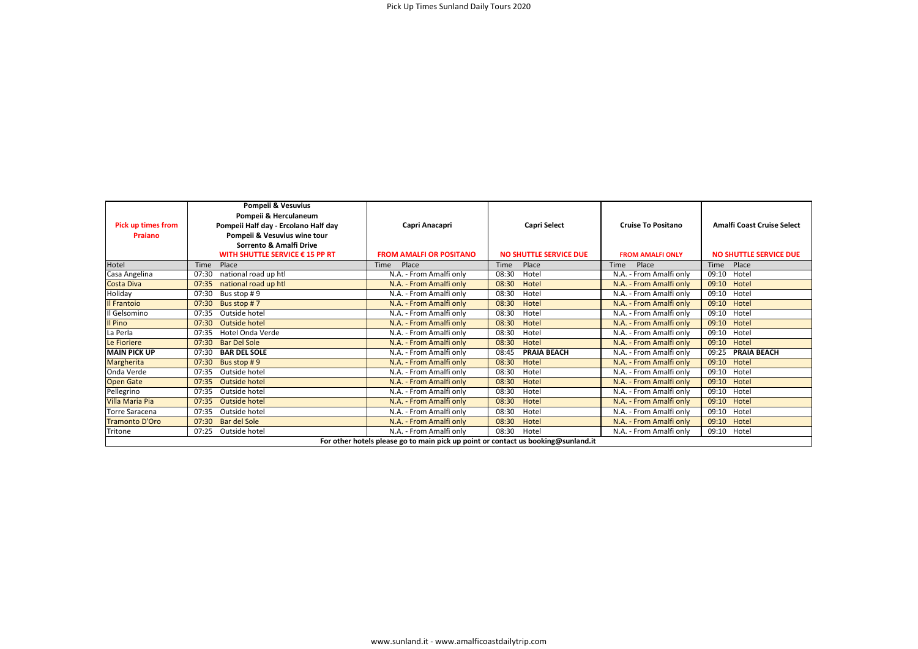Pick Up Times Sunland Daily Tours 2020

| Pick up times from Praiano | Pompeii & Vesuvius<br>Pompeii & Herculaneum<br>Pompeii Half day - Ercolano Half day<br>Pompeii & Vesuvius wine tour<br>Sorrento & Amalfi Drive<br>WITH SHUTTLE SERVICE € 15 PP RT | Capri Anacapri<br><br>FROM AMALFI OR POSITANO | Capri Select<br><br>NO SHUTTLE SERVICE DUE | Cruise To Positano<br><br>FROM AMALFI ONLY | Amalfi Coast Cruise Select<br><br>NO SHUTTLE SERVICE DUE |
|---|---|---|---|---|---|
| Hotel | Time Place | Time Place | Time Place | Time Place | Time Place |
| Casa Angelina | 07:30 national road up htl | N.A. - From Amalfi only | 08:30 Hotel | N.A. - From Amalfi only | 09:10 Hotel |
| Costa Diva | 07:35 national road up htl | N.A. - From Amalfi only | 08:30 Hotel | N.A. - From Amalfi only | 09:10 Hotel |
| Holiday | 07:30 Bus stop # 9 | N.A. - From Amalfi only | 08:30 Hotel | N.A. - From Amalfi only | 09:10 Hotel |
| Il Frantoio | 07:30 Bus stop # 7 | N.A. - From Amalfi only | 08:30 Hotel | N.A. - From Amalfi only | 09:10 Hotel |
| Il Gelsomino | 07:35 Outside hotel | N.A. - From Amalfi only | 08:30 Hotel | N.A. - From Amalfi only | 09:10 Hotel |
| Il Pino | 07:30 Outside hotel | N.A. - From Amalfi only | 08:30 Hotel | N.A. - From Amalfi only | 09:10 Hotel |
| La Perla | 07:35 Hotel Onda Verde | N.A. - From Amalfi only | 08:30 Hotel | N.A. - From Amalfi only | 09:10 Hotel |
| Le Fioriere | 07:30 Bar Del Sole | N.A. - From Amalfi only | 08:30 Hotel | N.A. - From Amalfi only | 09:10 Hotel |
| **MAIN PICK UP** | 07:30 **BAR DEL SOLE** | N.A. - From Amalfi only | 08:45 **PRAIA BEACH** | N.A. - From Amalfi only | 09:25 **PRAIA BEACH** |
| Margherita | 07:30 Bus stop # 9 | N.A. - From Amalfi only | 08:30 Hotel | N.A. - From Amalfi only | 09:10 Hotel |
| Onda Verde | 07:35 Outside hotel | N.A. - From Amalfi only | 08:30 Hotel | N.A. - From Amalfi only | 09:10 Hotel |
| Open Gate | 07:35 Outside hotel | N.A. - From Amalfi only | 08:30 Hotel | N.A. - From Amalfi only | 09:10 Hotel |
| Pellegrino | 07:35 Outside hotel | N.A. - From Amalfi only | 08:30 Hotel | N.A. - From Amalfi only | 09:10 Hotel |
| Villa Maria Pia | 07:35 Outside hotel | N.A. - From Amalfi only | 08:30 Hotel | N.A. - From Amalfi only | 09:10 Hotel |
| Torre Saracena | 07:35 Outside hotel | N.A. - From Amalfi only | 08:30 Hotel | N.A. - From Amalfi only | 09:10 Hotel |
| Tramonto D'Oro | 07:30 Bar del Sole | N.A. - From Amalfi only | 08:30 Hotel | N.A. - From Amalfi only | 09:10 Hotel |
| Tritone | 07:25 Outside hotel | N.A. - From Amalfi only | 08:30 Hotel | N.A. - From Amalfi only | 09:10 Hotel |

**For other hotels please go to main pick up point or contact us booking@sunland.it**

www.sunland.it - www.amalficoastdailytrip.com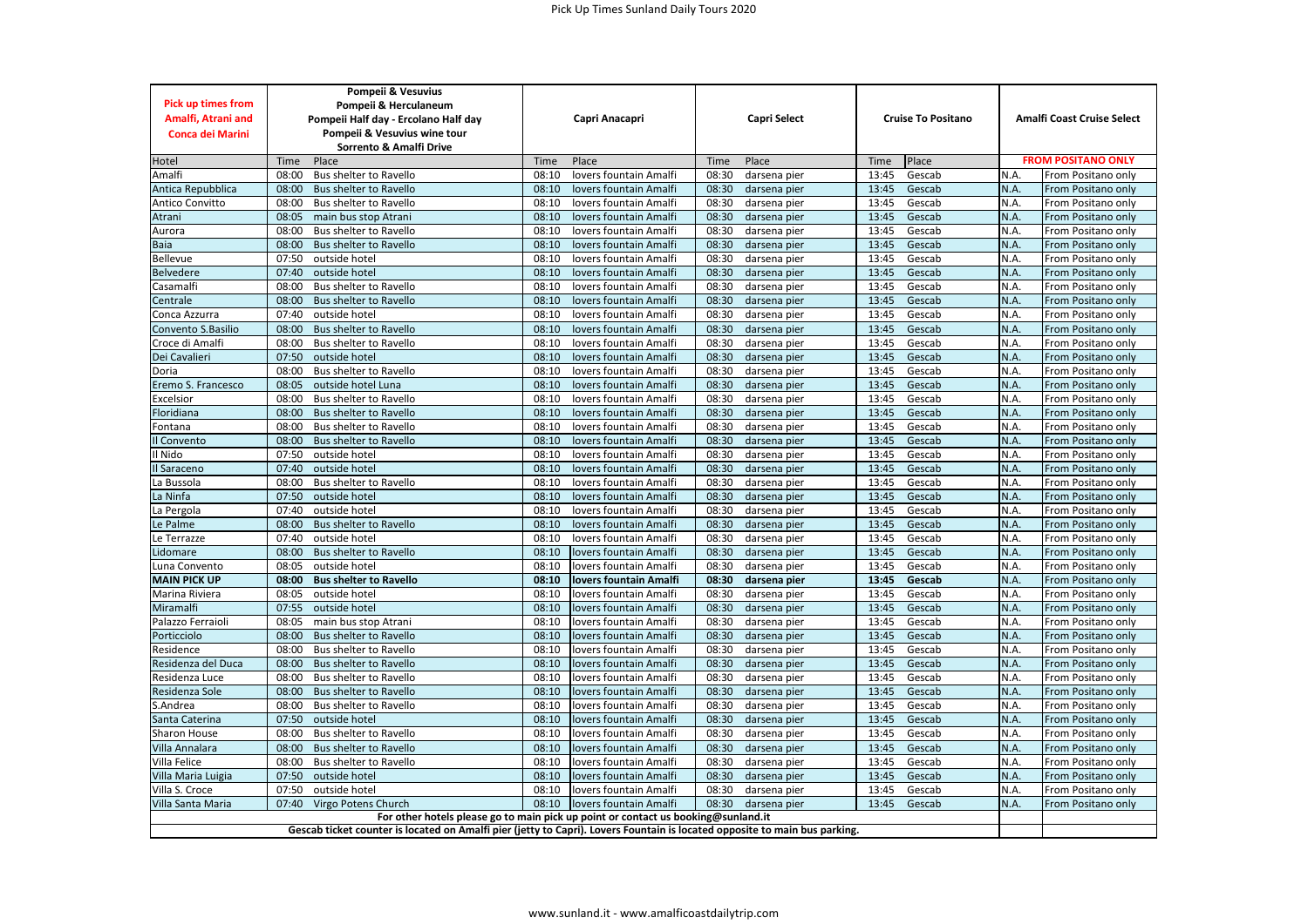# Pick Up Times Sunland Daily Tours 2020

| Pick up times from Amalfi, Atrani and Conca dei Marini | Pompeii & Vesuvius<br>Pompeii & Herculaneum<br>Pompeii Half day - Ercolano Half day<br>Pompeii & Vesuvius wine tour<br>Sorrento & Amalfi Drive | | Capri Anacapri | | Capri Select | | Cruise To Positano | | Amalfi Coast Cruise Select | |
|---|---|---|---|---|---|---|---|---|---|---|
| Hotel | Time | Place | Time | Place | Time | Place | Time | Place | FROM POSITANO ONLY | |
| Amalfi | 08:00 | Bus shelter to Ravello | 08:10 | lovers fountain Amalfi | 08:30 | darsena pier | 13:45 | Gescab | N.A. | From Positano only |
| Antica Repubblica | 08:00 | Bus shelter to Ravello | 08:10 | lovers fountain Amalfi | 08:30 | darsena pier | 13:45 | Gescab | N.A. | From Positano only |
| Antico Convitto | 08:00 | Bus shelter to Ravello | 08:10 | lovers fountain Amalfi | 08:30 | darsena pier | 13:45 | Gescab | N.A. | From Positano only |
| Atrani | 08:05 | main bus stop Atrani | 08:10 | lovers fountain Amalfi | 08:30 | darsena pier | 13:45 | Gescab | N.A. | From Positano only |
| Aurora | 08:00 | Bus shelter to Ravello | 08:10 | lovers fountain Amalfi | 08:30 | darsena pier | 13:45 | Gescab | N.A. | From Positano only |
| Baia | 08:00 | Bus shelter to Ravello | 08:10 | lovers fountain Amalfi | 08:30 | darsena pier | 13:45 | Gescab | N.A. | From Positano only |
| Bellevue | 07:50 | outside hotel | 08:10 | lovers fountain Amalfi | 08:30 | darsena pier | 13:45 | Gescab | N.A. | From Positano only |
| Belvedere | 07:40 | outside hotel | 08:10 | lovers fountain Amalfi | 08:30 | darsena pier | 13:45 | Gescab | N.A. | From Positano only |
| Casamalfi | 08:00 | Bus shelter to Ravello | 08:10 | lovers fountain Amalfi | 08:30 | darsena pier | 13:45 | Gescab | N.A. | From Positano only |
| Centrale | 08:00 | Bus shelter to Ravello | 08:10 | lovers fountain Amalfi | 08:30 | darsena pier | 13:45 | Gescab | N.A. | From Positano only |
| Conca Azzurra | 07:40 | outside hotel | 08:10 | lovers fountain Amalfi | 08:30 | darsena pier | 13:45 | Gescab | N.A. | From Positano only |
| Convento S.Basilio | 08:00 | Bus shelter to Ravello | 08:10 | lovers fountain Amalfi | 08:30 | darsena pier | 13:45 | Gescab | N.A. | From Positano only |
| Croce di Amalfi | 08:00 | Bus shelter to Ravello | 08:10 | lovers fountain Amalfi | 08:30 | darsena pier | 13:45 | Gescab | N.A. | From Positano only |
| Dei Cavalieri | 07:50 | outside hotel | 08:10 | lovers fountain Amalfi | 08:30 | darsena pier | 13:45 | Gescab | N.A. | From Positano only |
| Doria | 08:00 | Bus shelter to Ravello | 08:10 | lovers fountain Amalfi | 08:30 | darsena pier | 13:45 | Gescab | N.A. | From Positano only |
| Eremo S. Francesco | 08:05 | outside hotel Luna | 08:10 | lovers fountain Amalfi | 08:30 | darsena pier | 13:45 | Gescab | N.A. | From Positano only |
| Excelsior | 08:00 | Bus shelter to Ravello | 08:10 | lovers fountain Amalfi | 08:30 | darsena pier | 13:45 | Gescab | N.A. | From Positano only |
| Floridiana | 08:00 | Bus shelter to Ravello | 08:10 | lovers fountain Amalfi | 08:30 | darsena pier | 13:45 | Gescab | N.A. | From Positano only |
| Fontana | 08:00 | Bus shelter to Ravello | 08:10 | lovers fountain Amalfi | 08:30 | darsena pier | 13:45 | Gescab | N.A. | From Positano only |
| Il Convento | 08:00 | Bus shelter to Ravello | 08:10 | lovers fountain Amalfi | 08:30 | darsena pier | 13:45 | Gescab | N.A. | From Positano only |
| Il Nido | 07:50 | outside hotel | 08:10 | lovers fountain Amalfi | 08:30 | darsena pier | 13:45 | Gescab | N.A. | From Positano only |
| Il Saraceno | 07:40 | outside hotel | 08:10 | lovers fountain Amalfi | 08:30 | darsena pier | 13:45 | Gescab | N.A. | From Positano only |
| La Bussola | 08:00 | Bus shelter to Ravello | 08:10 | lovers fountain Amalfi | 08:30 | darsena pier | 13:45 | Gescab | N.A. | From Positano only |
| La Ninfa | 07:50 | outside hotel | 08:10 | lovers fountain Amalfi | 08:30 | darsena pier | 13:45 | Gescab | N.A. | From Positano only |
| La Pergola | 07:40 | outside hotel | 08:10 | lovers fountain Amalfi | 08:30 | darsena pier | 13:45 | Gescab | N.A. | From Positano only |
| Le Palme | 08:00 | Bus shelter to Ravello | 08:10 | lovers fountain Amalfi | 08:30 | darsena pier | 13:45 | Gescab | N.A. | From Positano only |
| Le Terrazze | 07:40 | outside hotel | 08:10 | lovers fountain Amalfi | 08:30 | darsena pier | 13:45 | Gescab | N.A. | From Positano only |
| Lidomare | 08:00 | Bus shelter to Ravello | 08:10 | lovers fountain Amalfi | 08:30 | darsena pier | 13:45 | Gescab | N.A. | From Positano only |
| Luna Convento | 08:05 | outside hotel | 08:10 | lovers fountain Amalfi | 08:30 | darsena pier | 13:45 | Gescab | N.A. | From Positano only |
| **MAIN PICK UP** | **08:00** | **Bus shelter to Ravello** | **08:10** | **lovers fountain Amalfi** | **08:30** | **darsena pier** | **13:45** | **Gescab** | N.A. | From Positano only |
| Marina Riviera | 08:05 | outside hotel | 08:10 | lovers fountain Amalfi | 08:30 | darsena pier | 13:45 | Gescab | N.A. | From Positano only |
| Miramalfi | 07:55 | outside hotel | 08:10 | lovers fountain Amalfi | 08:30 | darsena pier | 13:45 | Gescab | N.A. | From Positano only |
| Palazzo Ferraioli | 08:05 | main bus stop Atrani | 08:10 | lovers fountain Amalfi | 08:30 | darsena pier | 13:45 | Gescab | N.A. | From Positano only |
| Porticciolo | 08:00 | Bus shelter to Ravello | 08:10 | lovers fountain Amalfi | 08:30 | darsena pier | 13:45 | Gescab | N.A. | From Positano only |
| Residence | 08:00 | Bus shelter to Ravello | 08:10 | lovers fountain Amalfi | 08:30 | darsena pier | 13:45 | Gescab | N.A. | From Positano only |
| Residenza del Duca | 08:00 | Bus shelter to Ravello | 08:10 | lovers fountain Amalfi | 08:30 | darsena pier | 13:45 | Gescab | N.A. | From Positano only |
| Residenza Luce | 08:00 | Bus shelter to Ravello | 08:10 | lovers fountain Amalfi | 08:30 | darsena pier | 13:45 | Gescab | N.A. | From Positano only |
| Residenza Sole | 08:00 | Bus shelter to Ravello | 08:10 | lovers fountain Amalfi | 08:30 | darsena pier | 13:45 | Gescab | N.A. | From Positano only |
| S.Andrea | 08:00 | Bus shelter to Ravello | 08:10 | lovers fountain Amalfi | 08:30 | darsena pier | 13:45 | Gescab | N.A. | From Positano only |
| Santa Caterina | 07:50 | outside hotel | 08:10 | lovers fountain Amalfi | 08:30 | darsena pier | 13:45 | Gescab | N.A. | From Positano only |
| Sharon House | 08:00 | Bus shelter to Ravello | 08:10 | lovers fountain Amalfi | 08:30 | darsena pier | 13:45 | Gescab | N.A. | From Positano only |
| Villa Annalara | 08:00 | Bus shelter to Ravello | 08:10 | lovers fountain Amalfi | 08:30 | darsena pier | 13:45 | Gescab | N.A. | From Positano only |
| Villa Felice | 08:00 | Bus shelter to Ravello | 08:10 | lovers fountain Amalfi | 08:30 | darsena pier | 13:45 | Gescab | N.A. | From Positano only |
| Villa Maria Luigia | 07:50 | outside hotel | 08:10 | lovers fountain Amalfi | 08:30 | darsena pier | 13:45 | Gescab | N.A. | From Positano only |
| Villa S. Croce | 07:50 | outside hotel | 08:10 | lovers fountain Amalfi | 08:30 | darsena pier | 13:45 | Gescab | N.A. | From Positano only |
| Villa Santa Maria | 07:40 | Virgo Potens Church | 08:10 | lovers fountain Amalfi | 08:30 | darsena pier | 13:45 | Gescab | N.A. | From Positano only |

For other hotels please go to main pick up point or contact us booking@sunland.it

Gescab ticket counter is located on Amalfi pier (jetty to Capri). Lovers Fountain is located opposite to main bus parking.

www.sunland.it - www.amalficoastdailytrip.com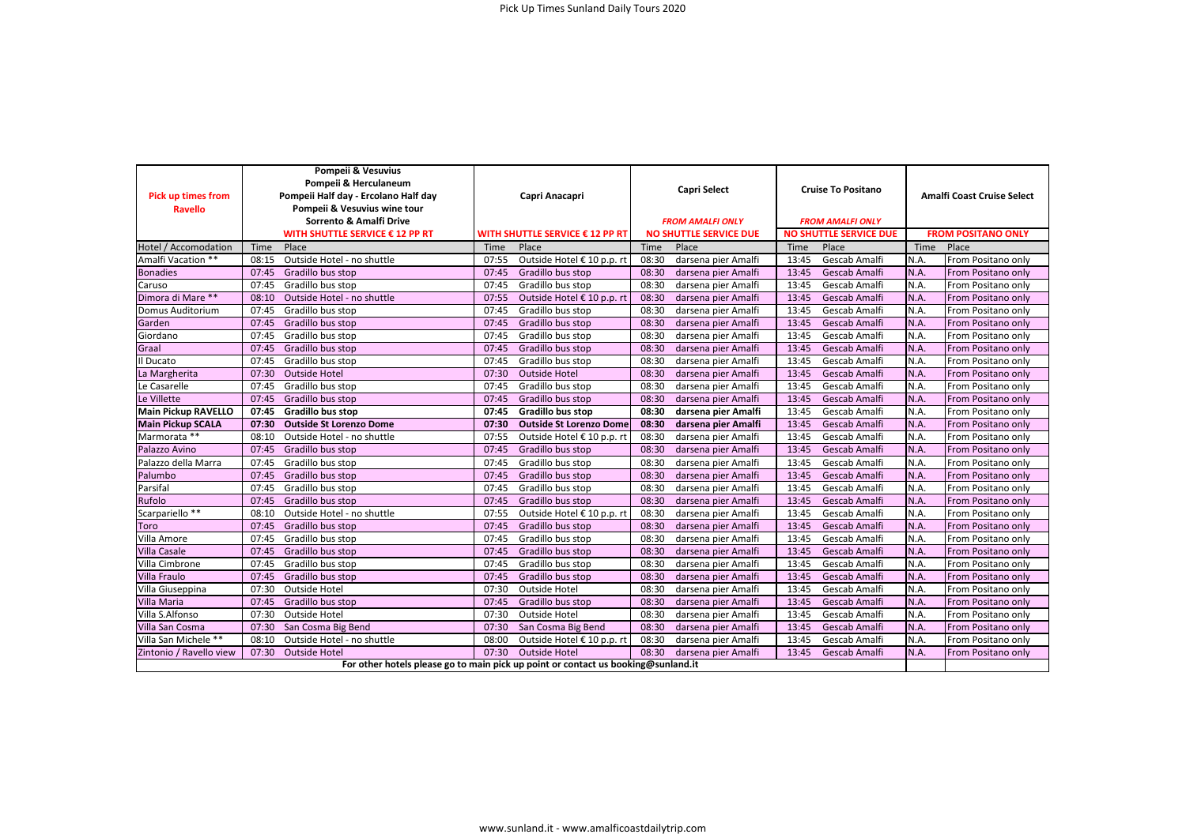# Pick Up Times Sunland Daily Tours 2020

| Pick up times from Ravello | Pompeii & Vesuvius<br>Pompeii & Herculaneum<br>Pompeii Half day - Ercolano Half day<br>Pompeii & Vesuvius wine tour<br>Sorrento & Amalfi Drive<br>WITH SHUTTLE SERVICE € 12 PP RT | | Capri Anacapri<br>WITH SHUTTLE SERVICE € 12 PP RT | | Capri Select<br>*FROM AMALFI ONLY*<br>NO SHUTTLE SERVICE DUE | | Cruise To Positano<br>*FROM AMALFI ONLY*<br>NO SHUTTLE SERVICE DUE | | Amalfi Coast Cruise Select<br>FROM POSITANO ONLY | |
|---|---|---|---|---|---|---|---|---|---|---|
| Hotel / Accomodation | Time | Place | Time | Place | Time | Place | Time | Place | Time | Place |
| Amalfi Vacation ** | 08:15 | Outside Hotel - no shuttle | 07:55 | Outside Hotel € 10 p.p. rt | 08:30 | darsena pier Amalfi | 13:45 | Gescab Amalfi | N.A. | From Positano only |
| Bonadies | 07:45 | Gradillo bus stop | 07:45 | Gradillo bus stop | 08:30 | darsena pier Amalfi | 13:45 | Gescab Amalfi | N.A. | From Positano only |
| Caruso | 07:45 | Gradillo bus stop | 07:45 | Gradillo bus stop | 08:30 | darsena pier Amalfi | 13:45 | Gescab Amalfi | N.A. | From Positano only |
| Dimora di Mare ** | 08:10 | Outside Hotel - no shuttle | 07:55 | Outside Hotel € 10 p.p. rt | 08:30 | darsena pier Amalfi | 13:45 | Gescab Amalfi | N.A. | From Positano only |
| Domus Auditorium | 07:45 | Gradillo bus stop | 07:45 | Gradillo bus stop | 08:30 | darsena pier Amalfi | 13:45 | Gescab Amalfi | N.A. | From Positano only |
| Garden | 07:45 | Gradillo bus stop | 07:45 | Gradillo bus stop | 08:30 | darsena pier Amalfi | 13:45 | Gescab Amalfi | N.A. | From Positano only |
| Giordano | 07:45 | Gradillo bus stop | 07:45 | Gradillo bus stop | 08:30 | darsena pier Amalfi | 13:45 | Gescab Amalfi | N.A. | From Positano only |
| Graal | 07:45 | Gradillo bus stop | 07:45 | Gradillo bus stop | 08:30 | darsena pier Amalfi | 13:45 | Gescab Amalfi | N.A. | From Positano only |
| Il Ducato | 07:45 | Gradillo bus stop | 07:45 | Gradillo bus stop | 08:30 | darsena pier Amalfi | 13:45 | Gescab Amalfi | N.A. | From Positano only |
| La Margherita | 07:30 | Outside Hotel | 07:30 | Outside Hotel | 08:30 | darsena pier Amalfi | 13:45 | Gescab Amalfi | N.A. | From Positano only |
| Le Casarelle | 07:45 | Gradillo bus stop | 07:45 | Gradillo bus stop | 08:30 | darsena pier Amalfi | 13:45 | Gescab Amalfi | N.A. | From Positano only |
| Le Villette | 07:45 | Gradillo bus stop | 07:45 | Gradillo bus stop | 08:30 | darsena pier Amalfi | 13:45 | Gescab Amalfi | N.A. | From Positano only |
| **Main Pickup RAVELLO** | **07:45** | **Gradillo bus stop** | **07:45** | **Gradillo bus stop** | **08:30** | **darsena pier Amalfi** | 13:45 | Gescab Amalfi | N.A. | From Positano only |
| **Main Pickup SCALA** | **07:30** | **Outside St Lorenzo Dome** | **07:30** | **Outside St Lorenzo Dome** | **08:30** | **darsena pier Amalfi** | 13:45 | Gescab Amalfi | N.A. | From Positano only |
| Marmorata ** | 08:10 | Outside Hotel - no shuttle | 07:55 | Outside Hotel € 10 p.p. rt | 08:30 | darsena pier Amalfi | 13:45 | Gescab Amalfi | N.A. | From Positano only |
| Palazzo Avino | 07:45 | Gradillo bus stop | 07:45 | Gradillo bus stop | 08:30 | darsena pier Amalfi | 13:45 | Gescab Amalfi | N.A. | From Positano only |
| Palazzo della Marra | 07:45 | Gradillo bus stop | 07:45 | Gradillo bus stop | 08:30 | darsena pier Amalfi | 13:45 | Gescab Amalfi | N.A. | From Positano only |
| Palumbo | 07:45 | Gradillo bus stop | 07:45 | Gradillo bus stop | 08:30 | darsena pier Amalfi | 13:45 | Gescab Amalfi | N.A. | From Positano only |
| Parsifal | 07:45 | Gradillo bus stop | 07:45 | Gradillo bus stop | 08:30 | darsena pier Amalfi | 13:45 | Gescab Amalfi | N.A. | From Positano only |
| Rufolo | 07:45 | Gradillo bus stop | 07:45 | Gradillo bus stop | 08:30 | darsena pier Amalfi | 13:45 | Gescab Amalfi | N.A. | From Positano only |
| Scarpariello ** | 08:10 | Outside Hotel - no shuttle | 07:55 | Outside Hotel € 10 p.p. rt | 08:30 | darsena pier Amalfi | 13:45 | Gescab Amalfi | N.A. | From Positano only |
| Toro | 07:45 | Gradillo bus stop | 07:45 | Gradillo bus stop | 08:30 | darsena pier Amalfi | 13:45 | Gescab Amalfi | N.A. | From Positano only |
| Villa Amore | 07:45 | Gradillo bus stop | 07:45 | Gradillo bus stop | 08:30 | darsena pier Amalfi | 13:45 | Gescab Amalfi | N.A. | From Positano only |
| Villa Casale | 07:45 | Gradillo bus stop | 07:45 | Gradillo bus stop | 08:30 | darsena pier Amalfi | 13:45 | Gescab Amalfi | N.A. | From Positano only |
| Villa Cimbrone | 07:45 | Gradillo bus stop | 07:45 | Gradillo bus stop | 08:30 | darsena pier Amalfi | 13:45 | Gescab Amalfi | N.A. | From Positano only |
| Villa Fraulo | 07:45 | Gradillo bus stop | 07:45 | Gradillo bus stop | 08:30 | darsena pier Amalfi | 13:45 | Gescab Amalfi | N.A. | From Positano only |
| Villa Giuseppina | 07:30 | Outside Hotel | 07:30 | Outside Hotel | 08:30 | darsena pier Amalfi | 13:45 | Gescab Amalfi | N.A. | From Positano only |
| Villa Maria | 07:45 | Gradillo bus stop | 07:45 | Gradillo bus stop | 08:30 | darsena pier Amalfi | 13:45 | Gescab Amalfi | N.A. | From Positano only |
| Villa S.Alfonso | 07:30 | Outside Hotel | 07:30 | Outside Hotel | 08:30 | darsena pier Amalfi | 13:45 | Gescab Amalfi | N.A. | From Positano only |
| Villa San Cosma | 07:30 | San Cosma Big Bend | 07:30 | San Cosma Big Bend | 08:30 | darsena pier Amalfi | 13:45 | Gescab Amalfi | N.A. | From Positano only |
| Villa San Michele ** | 08:10 | Outside Hotel - no shuttle | 08:00 | Outside Hotel € 10 p.p. rt | 08:30 | darsena pier Amalfi | 13:45 | Gescab Amalfi | N.A. | From Positano only |
| Zintonio / Ravello view | 07:30 | Outside Hotel | 07:30 | Outside Hotel | 08:30 | darsena pier Amalfi | 13:45 | Gescab Amalfi | N.A. | From Positano only |

**For other hotels please go to main pick up point or contact us booking@sunland.it**

www.sunland.it - www.amalficoastdailytrip.com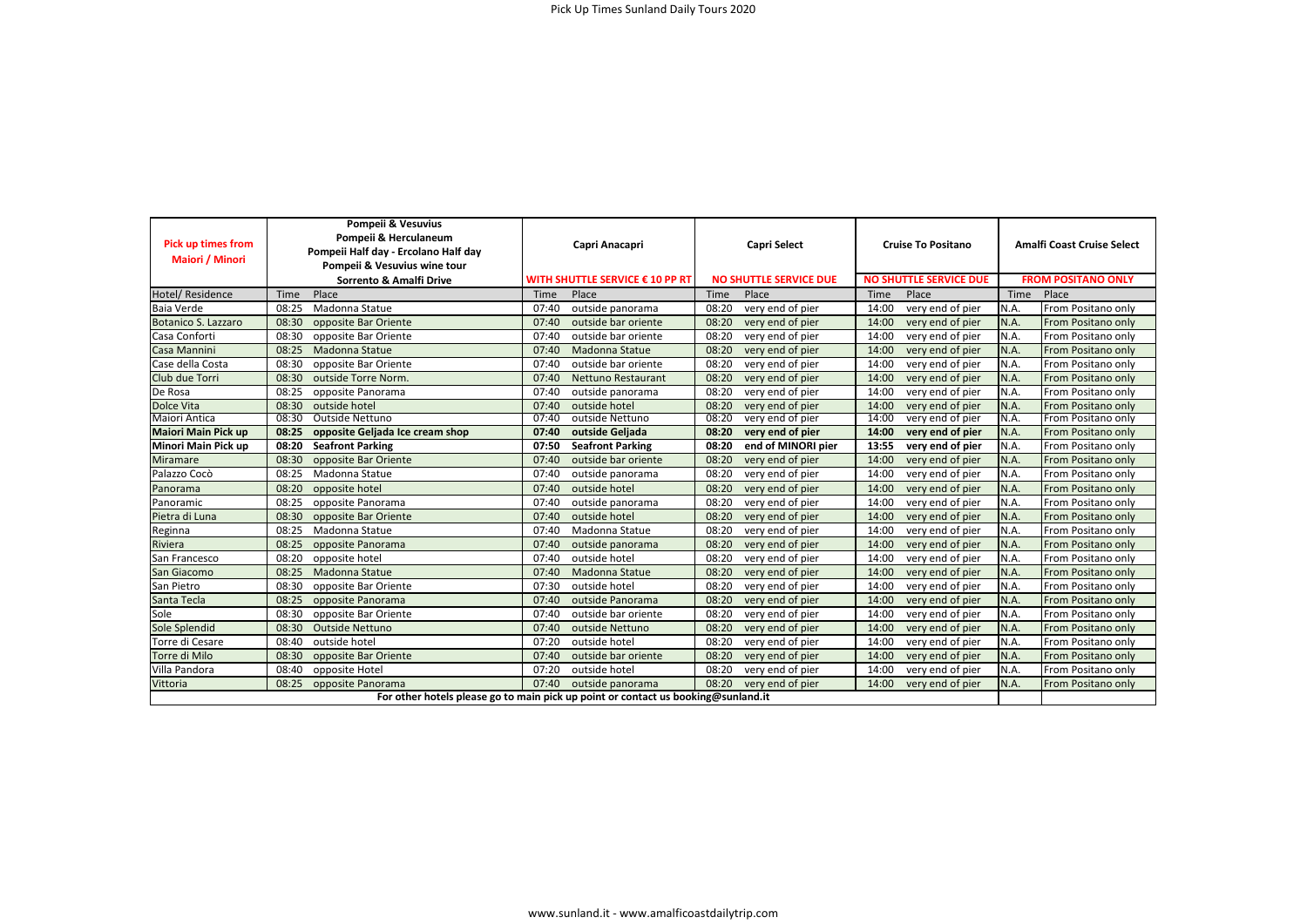| Pick up times from Maiori / Minori | Pompeii & Vesuvius Pompeii & Herculaneum Pompeii Half day - Ercolano Half day Pompeii & Vesuvius wine tour Sorrento & Amalfi Drive | | Capri Anacapri WITH SHUTTLE SERVICE € 10 PP RT | | Capri Select NO SHUTTLE SERVICE DUE | | Cruise To Positano NO SHUTTLE SERVICE DUE | | Amalfi Coast Cruise Select FROM POSITANO ONLY | |
|---|---|---|---|---|---|---|---|---|---|---|
| Hotel/ Residence | Time | Place | Time | Place | Time | Place | Time | Place | Time | Place |
| Baia Verde | 08:25 | Madonna Statue | 07:40 | outside panorama | 08:20 | very end of pier | 14:00 | very end of pier | N.A. | From Positano only |
| Botanico S. Lazzaro | 08:30 | opposite Bar Oriente | 07:40 | outside bar oriente | 08:20 | very end of pier | 14:00 | very end of pier | N.A. | From Positano only |
| Casa Conforti | 08:30 | opposite Bar Oriente | 07:40 | outside bar oriente | 08:20 | very end of pier | 14:00 | very end of pier | N.A. | From Positano only |
| Casa Mannini | 08:25 | Madonna Statue | 07:40 | Madonna Statue | 08:20 | very end of pier | 14:00 | very end of pier | N.A. | From Positano only |
| Case della Costa | 08:30 | opposite Bar Oriente | 07:40 | outside bar oriente | 08:20 | very end of pier | 14:00 | very end of pier | N.A. | From Positano only |
| Club due Torri | 08:30 | outside Torre Norm. | 07:40 | Nettuno Restaurant | 08:20 | very end of pier | 14:00 | very end of pier | N.A. | From Positano only |
| De Rosa | 08:25 | opposite Panorama | 07:40 | outside panorama | 08:20 | very end of pier | 14:00 | very end of pier | N.A. | From Positano only |
| Dolce Vita | 08:30 | outside hotel | 07:40 | outside hotel | 08:20 | very end of pier | 14:00 | very end of pier | N.A. | From Positano only |
| Maiori Antica | 08:30 | Outside Nettuno | 07:40 | outside Nettuno | 08:20 | very end of pier | 14:00 | very end of pier | N.A. | From Positano only |
| **Maiori Main Pick up** | **08:25** | **opposite Geljada Ice cream shop** | **07:40** | **outside Geljada** | **08:20** | **very end of pier** | **14:00** | **very end of pier** | N.A. | From Positano only |
| **Minori Main Pick up** | **08:20** | **Seafront Parking** | **07:50** | **Seafront Parking** | **08:20** | **end of MINORI pier** | **13:55** | **very end of pier** | N.A. | From Positano only |
| Miramare | 08:30 | opposite Bar Oriente | 07:40 | outside bar oriente | 08:20 | very end of pier | 14:00 | very end of pier | N.A. | From Positano only |
| Palazzo Cocò | 08:25 | Madonna Statue | 07:40 | outside panorama | 08:20 | very end of pier | 14:00 | very end of pier | N.A. | From Positano only |
| Panorama | 08:20 | opposite hotel | 07:40 | outside hotel | 08:20 | very end of pier | 14:00 | very end of pier | N.A. | From Positano only |
| Panoramic | 08:25 | opposite Panorama | 07:40 | outside panorama | 08:20 | very end of pier | 14:00 | very end of pier | N.A. | From Positano only |
| Pietra di Luna | 08:30 | opposite Bar Oriente | 07:40 | outside hotel | 08:20 | very end of pier | 14:00 | very end of pier | N.A. | From Positano only |
| Reginna | 08:25 | Madonna Statue | 07:40 | Madonna Statue | 08:20 | very end of pier | 14:00 | very end of pier | N.A. | From Positano only |
| Riviera | 08:25 | opposite Panorama | 07:40 | outside panorama | 08:20 | very end of pier | 14:00 | very end of pier | N.A. | From Positano only |
| San Francesco | 08:20 | opposite hotel | 07:40 | outside hotel | 08:20 | very end of pier | 14:00 | very end of pier | N.A. | From Positano only |
| San Giacomo | 08:25 | Madonna Statue | 07:40 | Madonna Statue | 08:20 | very end of pier | 14:00 | very end of pier | N.A. | From Positano only |
| San Pietro | 08:30 | opposite Bar Oriente | 07:30 | outside hotel | 08:20 | very end of pier | 14:00 | very end of pier | N.A. | From Positano only |
| Santa Tecla | 08:25 | opposite Panorama | 07:40 | outside Panorama | 08:20 | very end of pier | 14:00 | very end of pier | N.A. | From Positano only |
| Sole | 08:30 | opposite Bar Oriente | 07:40 | outside bar oriente | 08:20 | very end of pier | 14:00 | very end of pier | N.A. | From Positano only |
| Sole Splendid | 08:30 | Outside Nettuno | 07:40 | outside Nettuno | 08:20 | very end of pier | 14:00 | very end of pier | N.A. | From Positano only |
| Torre di Cesare | 08:40 | outside hotel | 07:20 | outside hotel | 08:20 | very end of pier | 14:00 | very end of pier | N.A. | From Positano only |
| Torre di Milo | 08:30 | opposite Bar Oriente | 07:40 | outside bar oriente | 08:20 | very end of pier | 14:00 | very end of pier | N.A. | From Positano only |
| Villa Pandora | 08:40 | opposite Hotel | 07:20 | outside hotel | 08:20 | very end of pier | 14:00 | very end of pier | N.A. | From Positano only |
| Vittoria | 08:25 | opposite Panorama | 07:40 | outside panorama | 08:20 | very end of pier | 14:00 | very end of pier | N.A. | From Positano only |
| **For other hotels please go to main pick up point or contact us booking@sunland.it** | | | | | | | | | | |